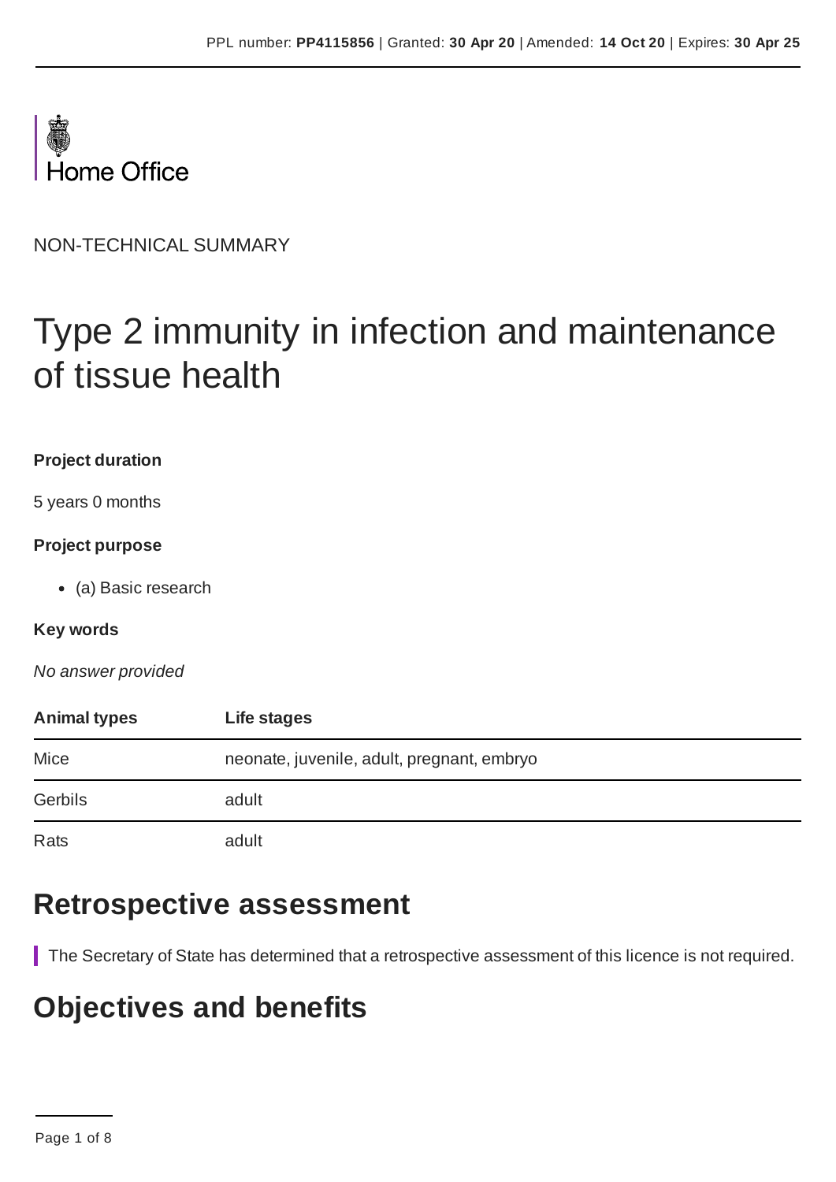Home Office

NON-TECHNICAL SUMMARY

# Type 2 immunity in infection and maintenance of tissue health

**Project duration**

5 years 0 months

**Project purpose**

- (a) Basic research

**Key words**

*No answer provided*

| Animal types | Life stages |
|---|---|
| Mice | neonate, juvenile, adult, pregnant, embryo |
| Gerbils | adult |
| Rats | adult |

## Retrospective assessment

The Secretary of State has determined that a retrospective assessment of this licence is not required.

## Objectives and benefits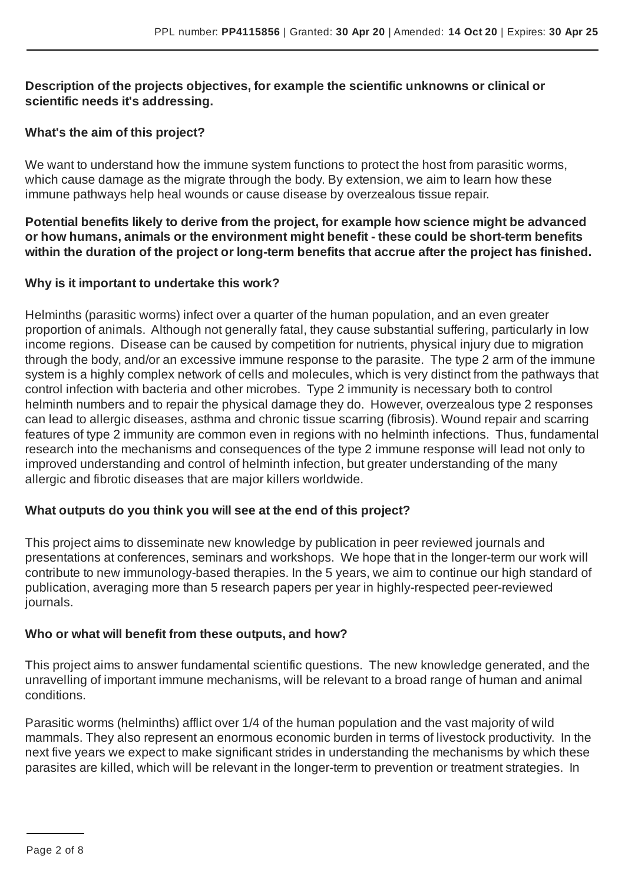**Description of the projects objectives, for example the scientific unknowns or clinical or scientific needs it's addressing.**

**What's the aim of this project?**

We want to understand how the immune system functions to protect the host from parasitic worms, which cause damage as the migrate through the body. By extension, we aim to learn how these immune pathways help heal wounds or cause disease by overzealous tissue repair.

**Potential benefits likely to derive from the project, for example how science might be advanced or how humans, animals or the environment might benefit - these could be short-term benefits within the duration of the project or long-term benefits that accrue after the project has finished.**

**Why is it important to undertake this work?**

Helminths (parasitic worms) infect over a quarter of the human population, and an even greater proportion of animals. Although not generally fatal, they cause substantial suffering, particularly in low income regions. Disease can be caused by competition for nutrients, physical injury due to migration through the body, and/or an excessive immune response to the parasite. The type 2 arm of the immune system is a highly complex network of cells and molecules, which is very distinct from the pathways that control infection with bacteria and other microbes. Type 2 immunity is necessary both to control helminth numbers and to repair the physical damage they do. However, overzealous type 2 responses can lead to allergic diseases, asthma and chronic tissue scarring (fibrosis). Wound repair and scarring features of type 2 immunity are common even in regions with no helminth infections. Thus, fundamental research into the mechanisms and consequences of the type 2 immune response will lead not only to improved understanding and control of helminth infection, but greater understanding of the many allergic and fibrotic diseases that are major killers worldwide.

**What outputs do you think you will see at the end of this project?**

This project aims to disseminate new knowledge by publication in peer reviewed journals and presentations at conferences, seminars and workshops. We hope that in the longer-term our work will contribute to new immunology-based therapies. In the 5 years, we aim to continue our high standard of publication, averaging more than 5 research papers per year in highly-respected peer-reviewed journals.

**Who or what will benefit from these outputs, and how?**

This project aims to answer fundamental scientific questions. The new knowledge generated, and the unravelling of important immune mechanisms, will be relevant to a broad range of human and animal conditions.

Parasitic worms (helminths) afflict over 1/4 of the human population and the vast majority of wild mammals. They also represent an enormous economic burden in terms of livestock productivity. In the next five years we expect to make significant strides in understanding the mechanisms by which these parasites are killed, which will be relevant in the longer-term to prevention or treatment strategies. In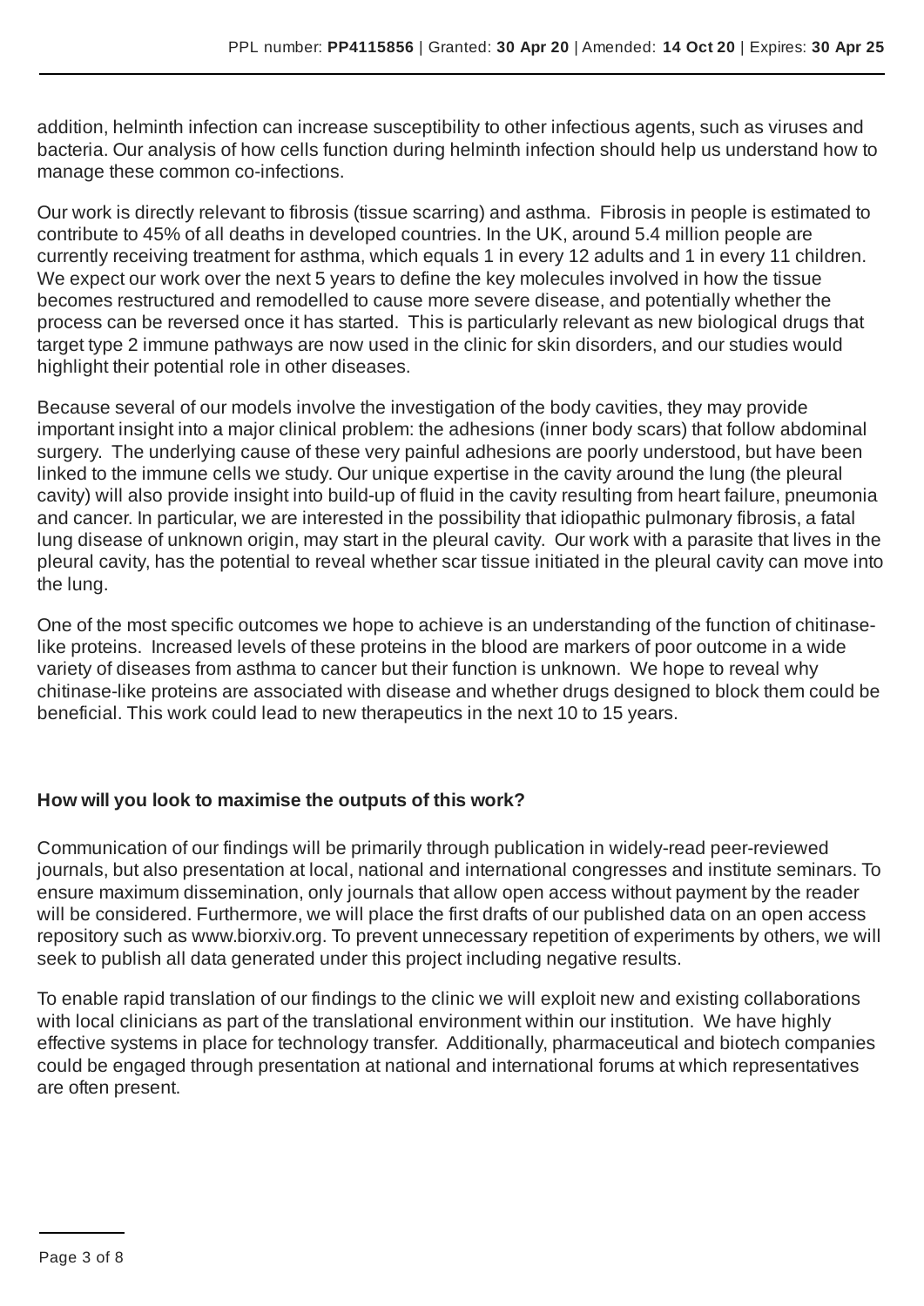addition, helminth infection can increase susceptibility to other infectious agents, such as viruses and bacteria. Our analysis of how cells function during helminth infection should help us understand how to manage these common co-infections.

Our work is directly relevant to fibrosis (tissue scarring) and asthma. Fibrosis in people is estimated to contribute to 45% of all deaths in developed countries. In the UK, around 5.4 million people are currently receiving treatment for asthma, which equals 1 in every 12 adults and 1 in every 11 children. We expect our work over the next 5 years to define the key molecules involved in how the tissue becomes restructured and remodelled to cause more severe disease, and potentially whether the process can be reversed once it has started. This is particularly relevant as new biological drugs that target type 2 immune pathways are now used in the clinic for skin disorders, and our studies would highlight their potential role in other diseases.

Because several of our models involve the investigation of the body cavities, they may provide important insight into a major clinical problem: the adhesions (inner body scars) that follow abdominal surgery. The underlying cause of these very painful adhesions are poorly understood, but have been linked to the immune cells we study. Our unique expertise in the cavity around the lung (the pleural cavity) will also provide insight into build-up of fluid in the cavity resulting from heart failure, pneumonia and cancer. In particular, we are interested in the possibility that idiopathic pulmonary fibrosis, a fatal lung disease of unknown origin, may start in the pleural cavity. Our work with a parasite that lives in the pleural cavity, has the potential to reveal whether scar tissue initiated in the pleural cavity can move into the lung.

One of the most specific outcomes we hope to achieve is an understanding of the function of chitinase-like proteins. Increased levels of these proteins in the blood are markers of poor outcome in a wide variety of diseases from asthma to cancer but their function is unknown. We hope to reveal why chitinase-like proteins are associated with disease and whether drugs designed to block them could be beneficial. This work could lead to new therapeutics in the next 10 to 15 years.

**How will you look to maximise the outputs of this work?**

Communication of our findings will be primarily through publication in widely-read peer-reviewed journals, but also presentation at local, national and international congresses and institute seminars. To ensure maximum dissemination, only journals that allow open access without payment by the reader will be considered. Furthermore, we will place the first drafts of our published data on an open access repository such as www.biorxiv.org. To prevent unnecessary repetition of experiments by others, we will seek to publish all data generated under this project including negative results.

To enable rapid translation of our findings to the clinic we will exploit new and existing collaborations with local clinicians as part of the translational environment within our institution. We have highly effective systems in place for technology transfer. Additionally, pharmaceutical and biotech companies could be engaged through presentation at national and international forums at which representatives are often present.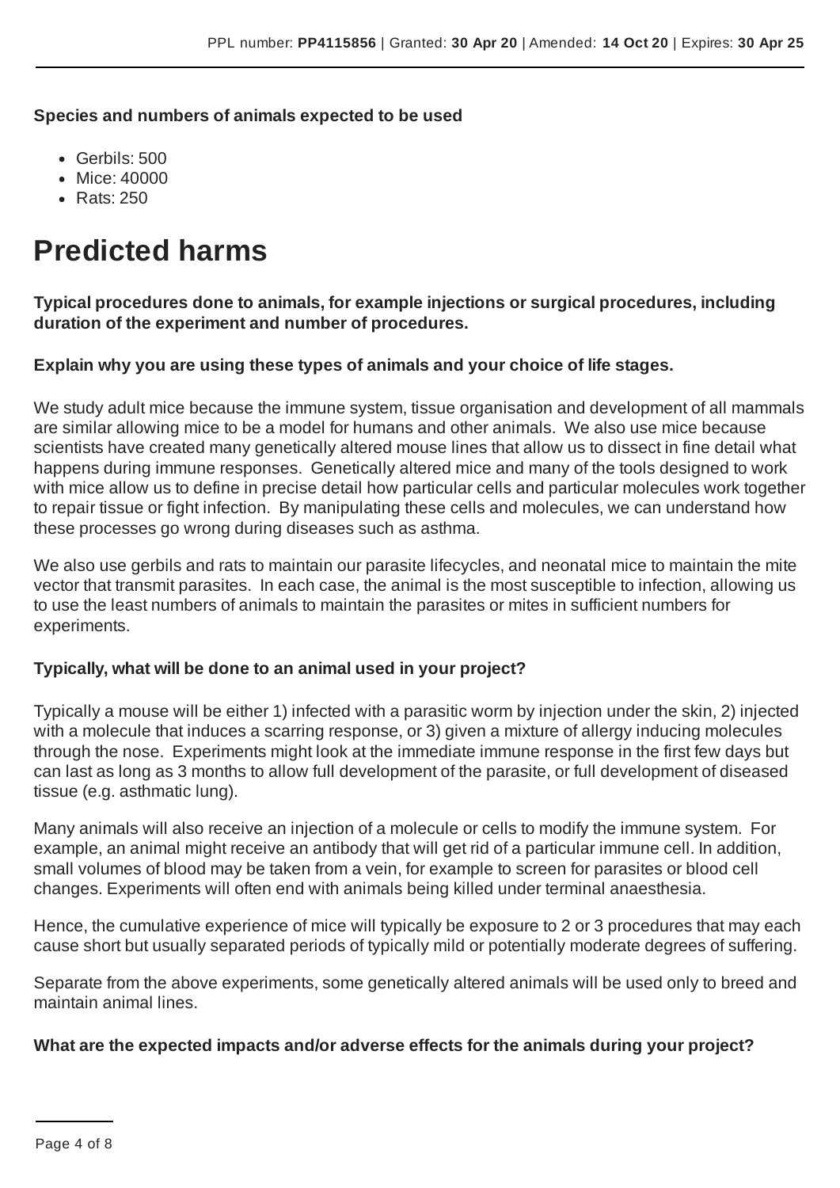**Species and numbers of animals expected to be used**

- Gerbils: 500
- Mice: 40000
- Rats: 250

# Predicted harms

**Typical procedures done to animals, for example injections or surgical procedures, including duration of the experiment and number of procedures.**

**Explain why you are using these types of animals and your choice of life stages.**

We study adult mice because the immune system, tissue organisation and development of all mammals are similar allowing mice to be a model for humans and other animals. We also use mice because scientists have created many genetically altered mouse lines that allow us to dissect in fine detail what happens during immune responses. Genetically altered mice and many of the tools designed to work with mice allow us to define in precise detail how particular cells and particular molecules work together to repair tissue or fight infection. By manipulating these cells and molecules, we can understand how these processes go wrong during diseases such as asthma.

We also use gerbils and rats to maintain our parasite lifecycles, and neonatal mice to maintain the mite vector that transmit parasites. In each case, the animal is the most susceptible to infection, allowing us to use the least numbers of animals to maintain the parasites or mites in sufficient numbers for experiments.

**Typically, what will be done to an animal used in your project?**

Typically a mouse will be either 1) infected with a parasitic worm by injection under the skin, 2) injected with a molecule that induces a scarring response, or 3) given a mixture of allergy inducing molecules through the nose. Experiments might look at the immediate immune response in the first few days but can last as long as 3 months to allow full development of the parasite, or full development of diseased tissue (e.g. asthmatic lung).

Many animals will also receive an injection of a molecule or cells to modify the immune system. For example, an animal might receive an antibody that will get rid of a particular immune cell. In addition, small volumes of blood may be taken from a vein, for example to screen for parasites or blood cell changes. Experiments will often end with animals being killed under terminal anaesthesia.

Hence, the cumulative experience of mice will typically be exposure to 2 or 3 procedures that may each cause short but usually separated periods of typically mild or potentially moderate degrees of suffering.

Separate from the above experiments, some genetically altered animals will be used only to breed and maintain animal lines.

**What are the expected impacts and/or adverse effects for the animals during your project?**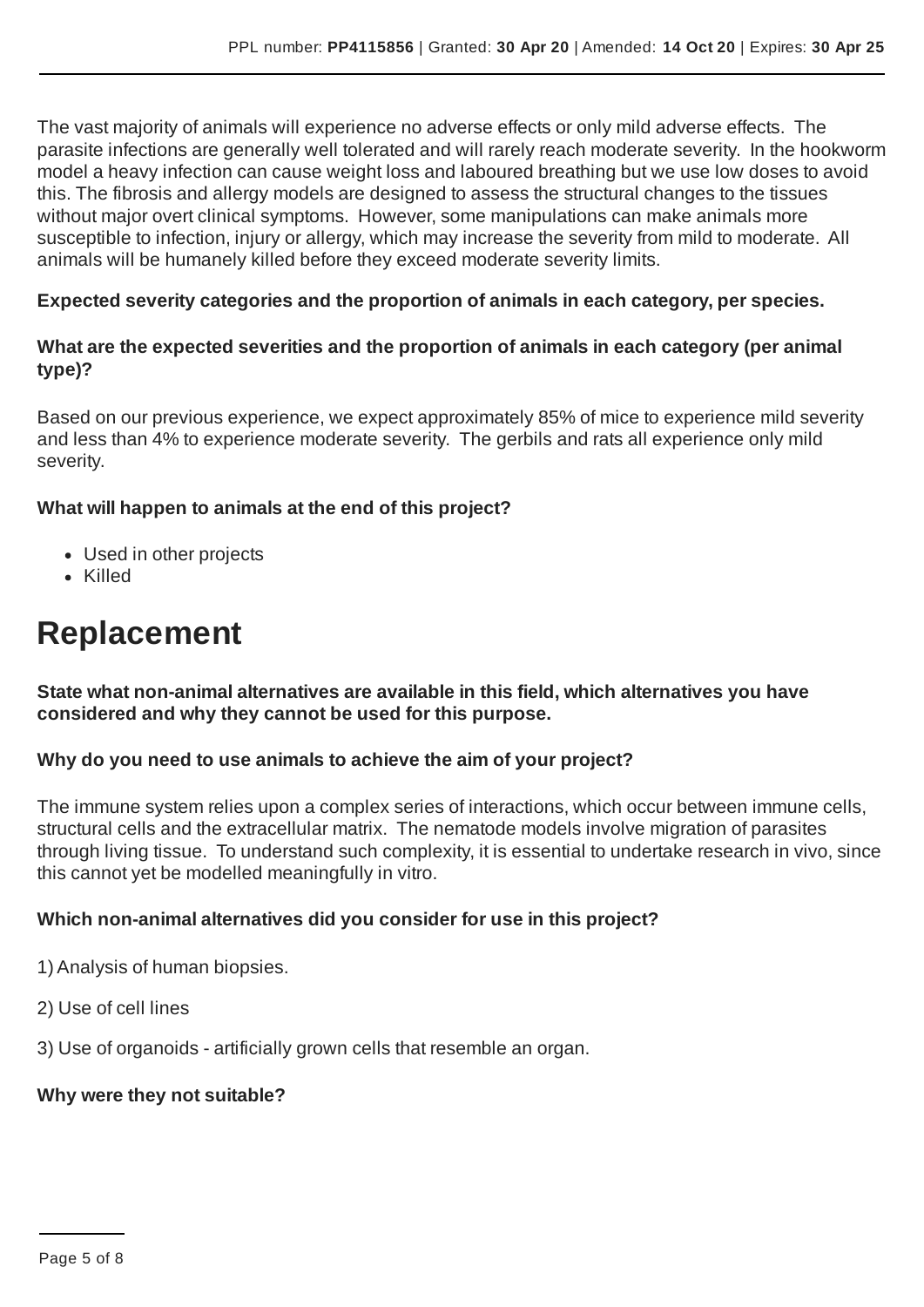The vast majority of animals will experience no adverse effects or only mild adverse effects. The parasite infections are generally well tolerated and will rarely reach moderate severity. In the hookworm model a heavy infection can cause weight loss and laboured breathing but we use low doses to avoid this. The fibrosis and allergy models are designed to assess the structural changes to the tissues without major overt clinical symptoms. However, some manipulations can make animals more susceptible to infection, injury or allergy, which may increase the severity from mild to moderate. All animals will be humanely killed before they exceed moderate severity limits.

**Expected severity categories and the proportion of animals in each category, per species.**

**What are the expected severities and the proportion of animals in each category (per animal type)?**

Based on our previous experience, we expect approximately 85% of mice to experience mild severity and less than 4% to experience moderate severity. The gerbils and rats all experience only mild severity.

**What will happen to animals at the end of this project?**

- Used in other projects
- Killed

# Replacement

**State what non-animal alternatives are available in this field, which alternatives you have considered and why they cannot be used for this purpose.**

**Why do you need to use animals to achieve the aim of your project?**

The immune system relies upon a complex series of interactions, which occur between immune cells, structural cells and the extracellular matrix. The nematode models involve migration of parasites through living tissue. To understand such complexity, it is essential to undertake research in vivo, since this cannot yet be modelled meaningfully in vitro.

**Which non-animal alternatives did you consider for use in this project?**

1) Analysis of human biopsies.

2) Use of cell lines

3) Use of organoids - artificially grown cells that resemble an organ.

**Why were they not suitable?**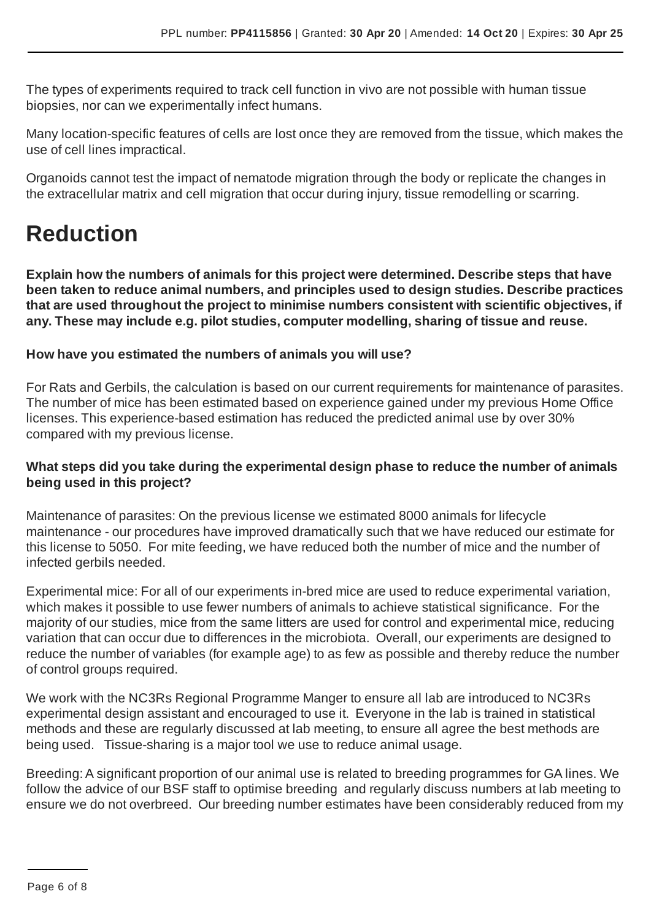The types of experiments required to track cell function in vivo are not possible with human tissue biopsies, nor can we experimentally infect humans.

Many location-specific features of cells are lost once they are removed from the tissue, which makes the use of cell lines impractical.

Organoids cannot test the impact of nematode migration through the body or replicate the changes in the extracellular matrix and cell migration that occur during injury, tissue remodelling or scarring.

# Reduction

**Explain how the numbers of animals for this project were determined. Describe steps that have been taken to reduce animal numbers, and principles used to design studies. Describe practices that are used throughout the project to minimise numbers consistent with scientific objectives, if any. These may include e.g. pilot studies, computer modelling, sharing of tissue and reuse.**

**How have you estimated the numbers of animals you will use?**

For Rats and Gerbils, the calculation is based on our current requirements for maintenance of parasites. The number of mice has been estimated based on experience gained under my previous Home Office licenses. This experience-based estimation has reduced the predicted animal use by over 30% compared with my previous license.

**What steps did you take during the experimental design phase to reduce the number of animals being used in this project?**

Maintenance of parasites: On the previous license we estimated 8000 animals for lifecycle maintenance - our procedures have improved dramatically such that we have reduced our estimate for this license to 5050. For mite feeding, we have reduced both the number of mice and the number of infected gerbils needed.

Experimental mice: For all of our experiments in-bred mice are used to reduce experimental variation, which makes it possible to use fewer numbers of animals to achieve statistical significance. For the majority of our studies, mice from the same litters are used for control and experimental mice, reducing variation that can occur due to differences in the microbiota. Overall, our experiments are designed to reduce the number of variables (for example age) to as few as possible and thereby reduce the number of control groups required.

We work with the NC3Rs Regional Programme Manger to ensure all lab are introduced to NC3Rs experimental design assistant and encouraged to use it. Everyone in the lab is trained in statistical methods and these are regularly discussed at lab meeting, to ensure all agree the best methods are being used. Tissue-sharing is a major tool we use to reduce animal usage.

Breeding: A significant proportion of our animal use is related to breeding programmes for GA lines. We follow the advice of our BSF staff to optimise breeding and regularly discuss numbers at lab meeting to ensure we do not overbreed. Our breeding number estimates have been considerably reduced from my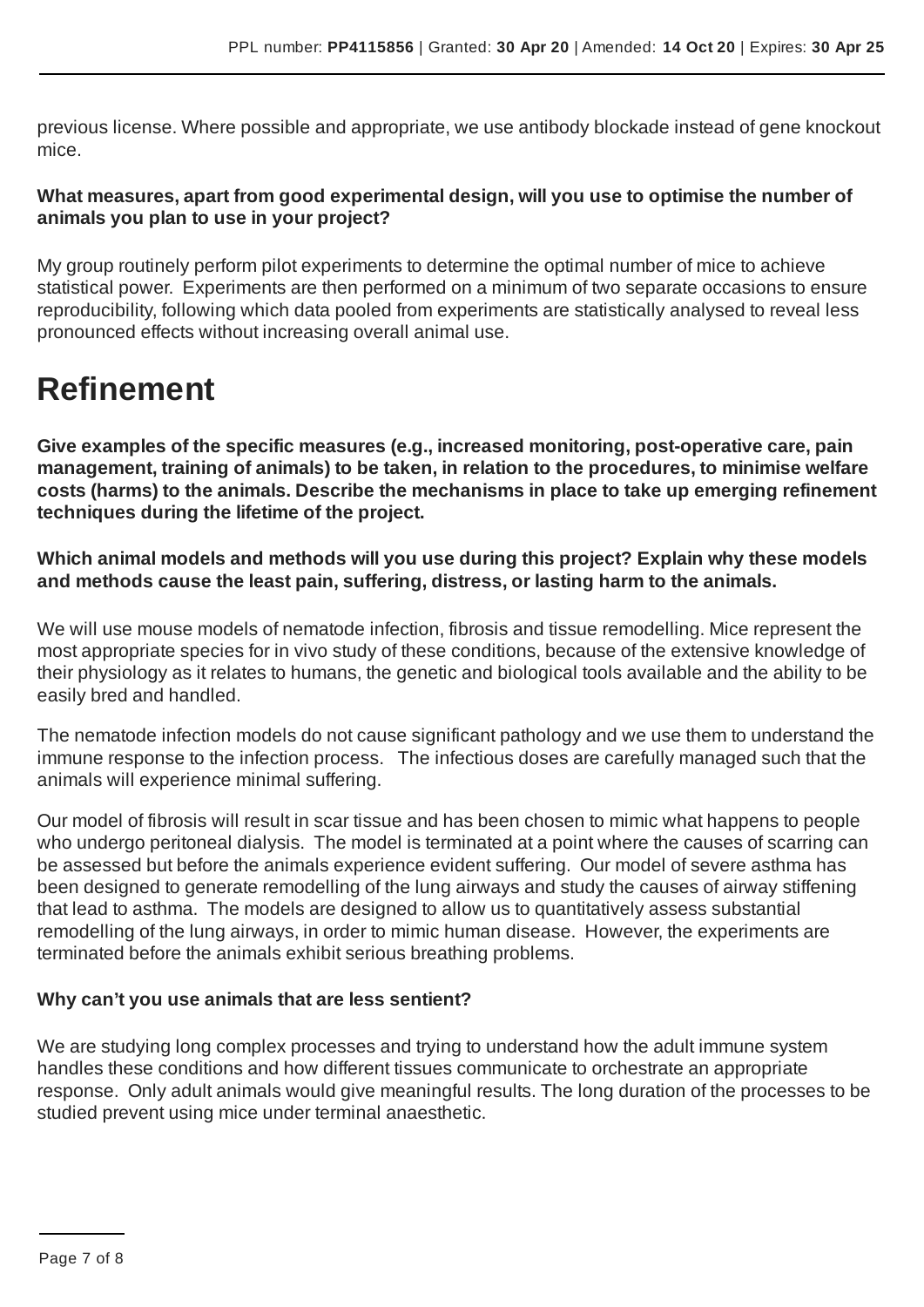previous license. Where possible and appropriate, we use antibody blockade instead of gene knockout mice.

**What measures, apart from good experimental design, will you use to optimise the number of animals you plan to use in your project?**

My group routinely perform pilot experiments to determine the optimal number of mice to achieve statistical power. Experiments are then performed on a minimum of two separate occasions to ensure reproducibility, following which data pooled from experiments are statistically analysed to reveal less pronounced effects without increasing overall animal use.

# Refinement

**Give examples of the specific measures (e.g., increased monitoring, post-operative care, pain management, training of animals) to be taken, in relation to the procedures, to minimise welfare costs (harms) to the animals. Describe the mechanisms in place to take up emerging refinement techniques during the lifetime of the project.**

**Which animal models and methods will you use during this project? Explain why these models and methods cause the least pain, suffering, distress, or lasting harm to the animals.**

We will use mouse models of nematode infection, fibrosis and tissue remodelling. Mice represent the most appropriate species for in vivo study of these conditions, because of the extensive knowledge of their physiology as it relates to humans, the genetic and biological tools available and the ability to be easily bred and handled.

The nematode infection models do not cause significant pathology and we use them to understand the immune response to the infection process. The infectious doses are carefully managed such that the animals will experience minimal suffering.

Our model of fibrosis will result in scar tissue and has been chosen to mimic what happens to people who undergo peritoneal dialysis. The model is terminated at a point where the causes of scarring can be assessed but before the animals experience evident suffering. Our model of severe asthma has been designed to generate remodelling of the lung airways and study the causes of airway stiffening that lead to asthma. The models are designed to allow us to quantitatively assess substantial remodelling of the lung airways, in order to mimic human disease. However, the experiments are terminated before the animals exhibit serious breathing problems.

**Why can't you use animals that are less sentient?**

We are studying long complex processes and trying to understand how the adult immune system handles these conditions and how different tissues communicate to orchestrate an appropriate response. Only adult animals would give meaningful results. The long duration of the processes to be studied prevent using mice under terminal anaesthetic.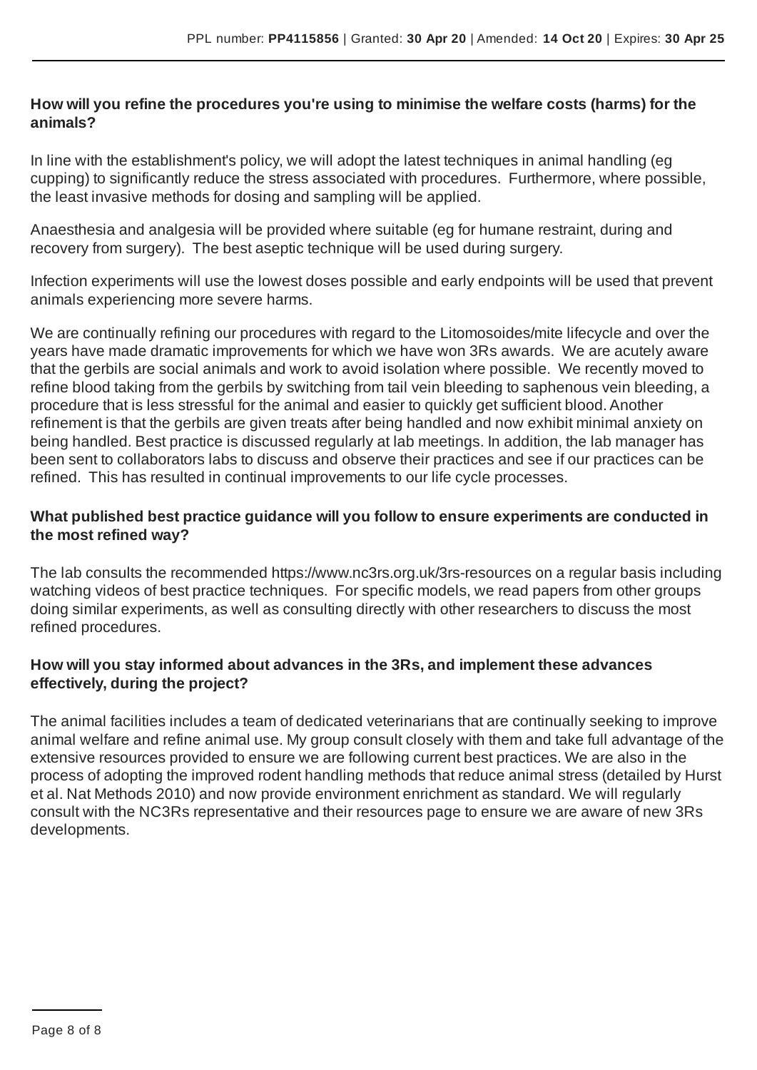**How will you refine the procedures you're using to minimise the welfare costs (harms) for the animals?**

In line with the establishment's policy, we will adopt the latest techniques in animal handling (eg cupping) to significantly reduce the stress associated with procedures. Furthermore, where possible, the least invasive methods for dosing and sampling will be applied.

Anaesthesia and analgesia will be provided where suitable (eg for humane restraint, during and recovery from surgery). The best aseptic technique will be used during surgery.

Infection experiments will use the lowest doses possible and early endpoints will be used that prevent animals experiencing more severe harms.

We are continually refining our procedures with regard to the Litomosoides/mite lifecycle and over the years have made dramatic improvements for which we have won 3Rs awards. We are acutely aware that the gerbils are social animals and work to avoid isolation where possible. We recently moved to refine blood taking from the gerbils by switching from tail vein bleeding to saphenous vein bleeding, a procedure that is less stressful for the animal and easier to quickly get sufficient blood. Another refinement is that the gerbils are given treats after being handled and now exhibit minimal anxiety on being handled. Best practice is discussed regularly at lab meetings. In addition, the lab manager has been sent to collaborators labs to discuss and observe their practices and see if our practices can be refined. This has resulted in continual improvements to our life cycle processes.

**What published best practice guidance will you follow to ensure experiments are conducted in the most refined way?**

The lab consults the recommended https://www.nc3rs.org.uk/3rs-resources on a regular basis including watching videos of best practice techniques. For specific models, we read papers from other groups doing similar experiments, as well as consulting directly with other researchers to discuss the most refined procedures.

**How will you stay informed about advances in the 3Rs, and implement these advances effectively, during the project?**

The animal facilities includes a team of dedicated veterinarians that are continually seeking to improve animal welfare and refine animal use. My group consult closely with them and take full advantage of the extensive resources provided to ensure we are following current best practices. We are also in the process of adopting the improved rodent handling methods that reduce animal stress (detailed by Hurst et al. Nat Methods 2010) and now provide environment enrichment as standard. We will regularly consult with the NC3Rs representative and their resources page to ensure we are aware of new 3Rs developments.